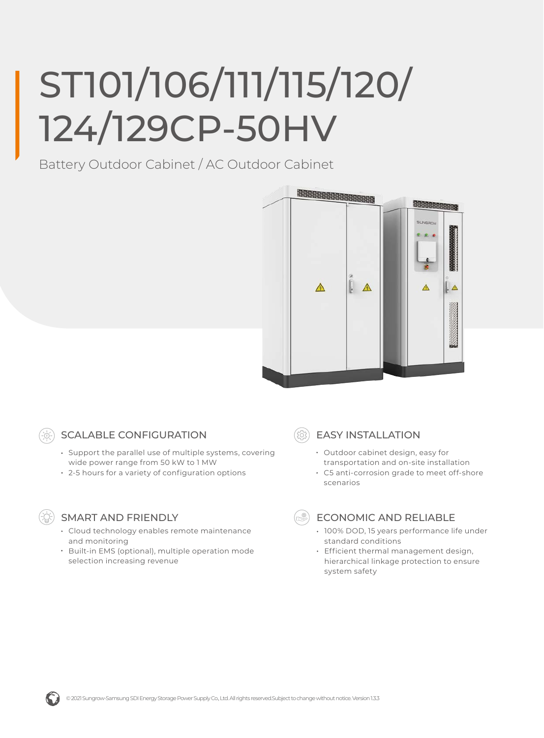# ST101/106/111/115/120/124/129CP-50HV

Battery Outdoor Cabinet / AC Outdoor Cabinet

## SCALABLE CONFIGURATION

- Support the parallel use of multiple systems, covering wide power range from 50 kW to 1 MW
- 2-5 hours for a variety of configuration options

## EASY INSTALLATION

- Outdoor cabinet design, easy for transportation and on-site installation
- C5 anti-corrosion grade to meet off-shore scenarios

## SMART AND FRIENDLY

- Cloud technology enables remote maintenance and monitoring
- Built-in EMS (optional), multiple operation mode selection increasing revenue

## ECONOMIC AND RELIABLE

- 100% DOD, 15 years performance life under standard conditions
- Efficient thermal management design, hierarchical linkage protection to ensure system safety

© 2021 Sungrow-Samsung SDI Energy Storage Power Supply Co., Ltd. All rights reserved. Subject to change without notice. Version 1.3.3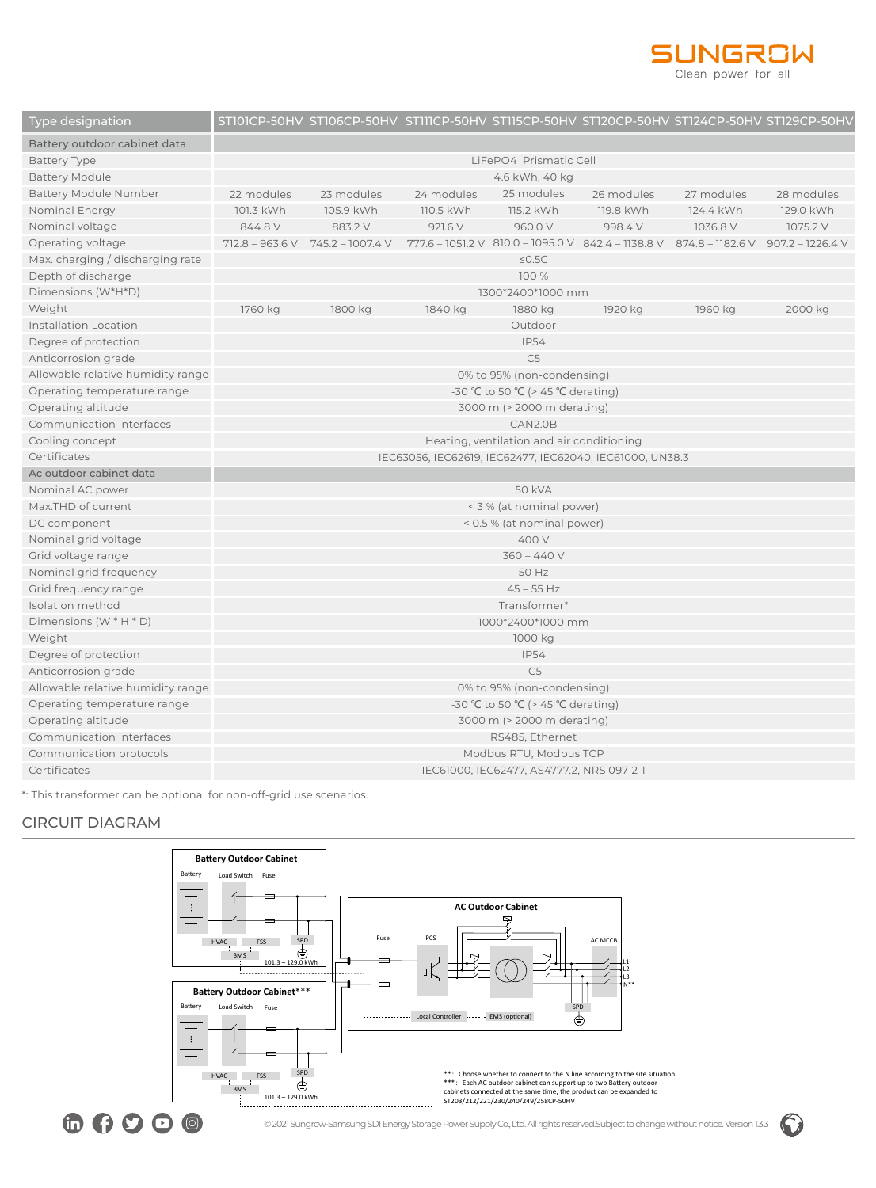| Type designation | ST101CP-50HV | ST106CP-50HV | ST111CP-50HV | ST115CP-50HV | ST120CP-50HV | ST124CP-50HV | ST129CP-50HV |
|---|---|---|---|---|---|---|---|
| **Battery outdoor cabinet data** | | | | | | | |
| Battery Type | LiFePO4 Prismatic Cell | | | | | | |
| Battery Module | 4.6 kWh, 40 kg | | | | | | |
| Battery Module Number | 22 modules | 23 modules | 24 modules | 25 modules | 26 modules | 27 modules | 28 modules |
| Nominal Energy | 101.3 kWh | 105.9 kWh | 110.5 kWh | 115.2 kWh | 119.8 kWh | 124.4 kWh | 129.0 kWh |
| Nominal voltage | 844.8 V | 883.2 V | 921.6 V | 960.0 V | 998.4 V | 1036.8 V | 1075.2 V |
| Operating voltage | 712.8 – 963.6 V | 745.2 – 1007.4 V | 777.6 – 1051.2 V | 810.0 – 1095.0 V | 842.4 – 1138.8 V | 874.8 – 1182.6 V | 907.2 – 1226.4 V |
| Max. charging / discharging rate | ≤0.5C | | | | | | |
| Depth of discharge | 100 % | | | | | | |
| Dimensions (W*H*D) | 1300*2400*1000 mm | | | | | | |
| Weight | 1760 kg | 1800 kg | 1840 kg | 1880 kg | 1920 kg | 1960 kg | 2000 kg |
| Installation Location | Outdoor | | | | | | |
| Degree of protection | IP54 | | | | | | |
| Anticorrosion grade | C5 | | | | | | |
| Allowable relative humidity range | 0% to 95% (non-condensing) | | | | | | |
| Operating temperature range | -30 ℃ to 50 ℃ (> 45 ℃ derating) | | | | | | |
| Operating altitude | 3000 m (> 2000 m derating) | | | | | | |
| Communication interfaces | CAN2.0B | | | | | | |
| Cooling concept | Heating, ventilation and air conditioning | | | | | | |
| Certificates | IEC63056, IEC62619, IEC62477, IEC62040, IEC61000, UN38.3 | | | | | | |
| **Ac outdoor cabinet data** | | | | | | | |
| Nominal AC power | 50 kVA | | | | | | |
| Max.THD of current | < 3 % (at nominal power) | | | | | | |
| DC component | < 0.5 % (at nominal power) | | | | | | |
| Nominal grid voltage | 400 V | | | | | | |
| Grid voltage range | 360 – 440 V | | | | | | |
| Nominal grid frequency | 50 Hz | | | | | | |
| Grid frequency range | 45 – 55 Hz | | | | | | |
| Isolation method | Transformer* | | | | | | |
| Dimensions (W * H * D) | 1000*2400*1000 mm | | | | | | |
| Weight | 1000 kg | | | | | | |
| Degree of protection | IP54 | | | | | | |
| Anticorrosion grade | C5 | | | | | | |
| Allowable relative humidity range | 0% to 95% (non-condensing) | | | | | | |
| Operating temperature range | -30 ℃ to 50 ℃ (> 45 ℃ derating) | | | | | | |
| Operating altitude | 3000 m (> 2000 m derating) | | | | | | |
| Communication interfaces | RS485, Ethernet | | | | | | |
| Communication protocols | Modbus RTU, Modbus TCP | | | | | | |
| Certificates | IEC61000, IEC62477, AS4777.2, NRS 097-2-1 | | | | | | |

*: This transformer can be optional for non-off-grid use scenarios.

## CIRCUIT DIAGRAM

Battery Outdoor Cabinet
Battery
Load Switch
Fuse
HVAC
FSS
SPD
BMS
101.3 – 129.0 kWh

Battery Outdoor Cabinet***
Battery
Load Switch
Fuse
HVAC
FSS
SPD
BMS
101.3 – 129.0 kWh

AC Outdoor Cabinet
Fuse
PCS
AC MCCB
L1
L2
L3
N**
SPD
Local Controller
EMS (optional)

**: Choose whether to connect to the N line according to the site situation.
***: Each AC outdoor cabinet can support up to two Battery outdoor cabinets connected at the same time, the product can be expanded to ST203/212/221/230/240/249/258CP-50HV

© 2021 Sungrow-Samsung SDI Energy Storage Power Supply Co., Ltd. All rights reserved. Subject to change without notice. Version 1.3.3